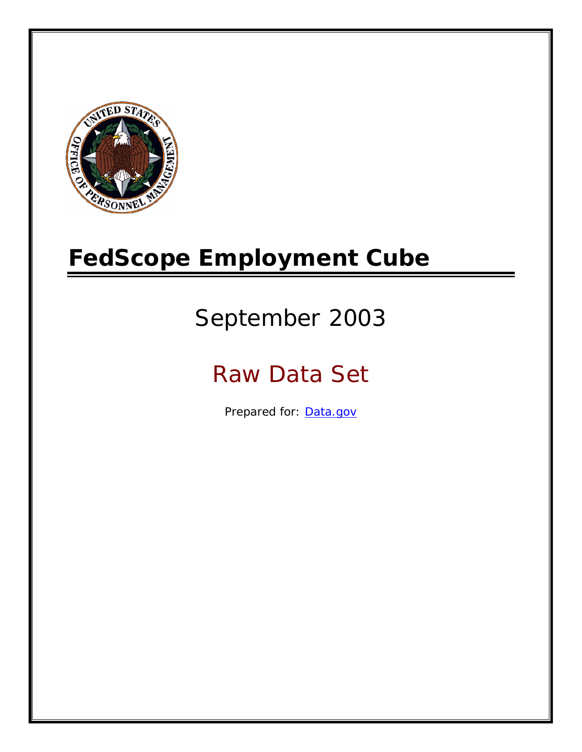# FedScope Employment Cube

## September 2003

## Raw Data Set

Prepared for: [Data.gov](http://www.data.gov)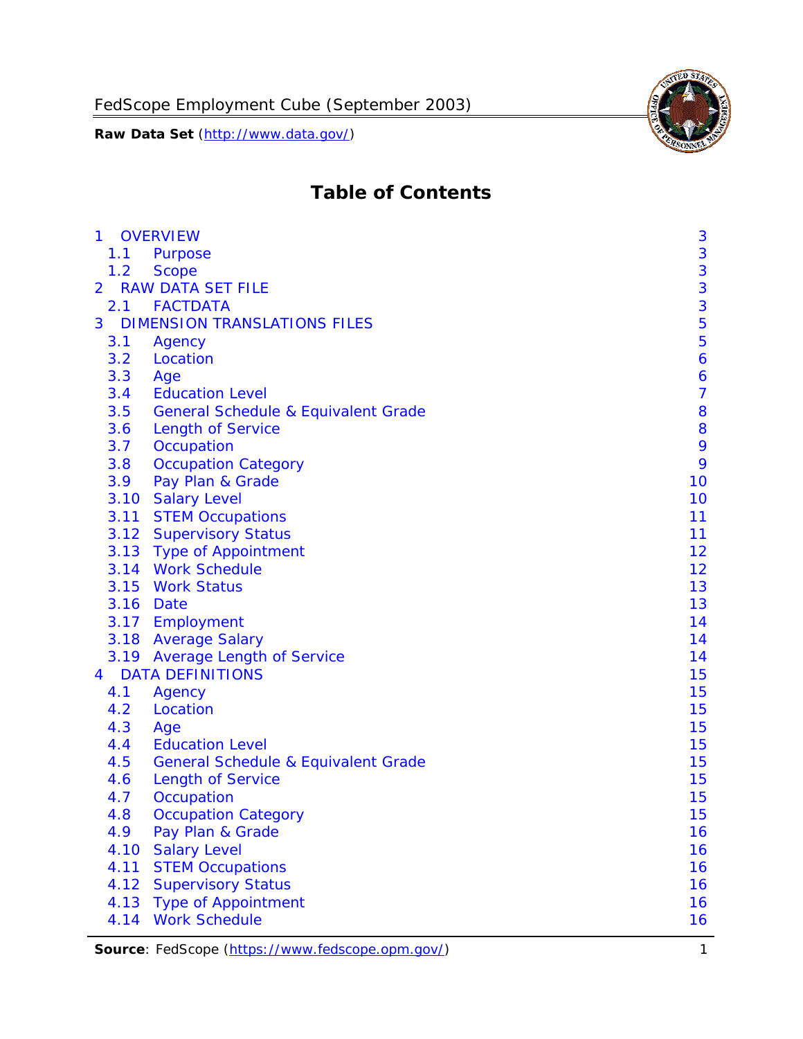# Table of Contents

| | | |
|---|---|---|
| 1 | OVERVIEW | 3 |
| 1.1 | Purpose | 3 |
| 1.2 | Scope | 3 |
| 2 | RAW DATA SET FILE | 3 |
| 2.1 | FACTDATA | 3 |
| 3 | DIMENSION TRANSLATIONS FILES | 5 |
| 3.1 | Agency | 5 |
| 3.2 | Location | 6 |
| 3.3 | Age | 6 |
| 3.4 | Education Level | 7 |
| 3.5 | General Schedule & Equivalent Grade | 8 |
| 3.6 | Length of Service | 8 |
| 3.7 | Occupation | 9 |
| 3.8 | Occupation Category | 9 |
| 3.9 | Pay Plan & Grade | 10 |
| 3.10 | Salary Level | 10 |
| 3.11 | STEM Occupations | 11 |
| 3.12 | Supervisory Status | 11 |
| 3.13 | Type of Appointment | 12 |
| 3.14 | Work Schedule | 12 |
| 3.15 | Work Status | 13 |
| 3.16 | Date | 13 |
| 3.17 | Employment | 14 |
| 3.18 | Average Salary | 14 |
| 3.19 | Average Length of Service | 14 |
| 4 | DATA DEFINITIONS | 15 |
| 4.1 | Agency | 15 |
| 4.2 | Location | 15 |
| 4.3 | Age | 15 |
| 4.4 | Education Level | 15 |
| 4.5 | General Schedule & Equivalent Grade | 15 |
| 4.6 | Length of Service | 15 |
| 4.7 | Occupation | 15 |
| 4.8 | Occupation Category | 15 |
| 4.9 | Pay Plan & Grade | 16 |
| 4.10 | Salary Level | 16 |
| 4.11 | STEM Occupations | 16 |
| 4.12 | Supervisory Status | 16 |
| 4.13 | Type of Appointment | 16 |
| 4.14 | Work Schedule | 16 |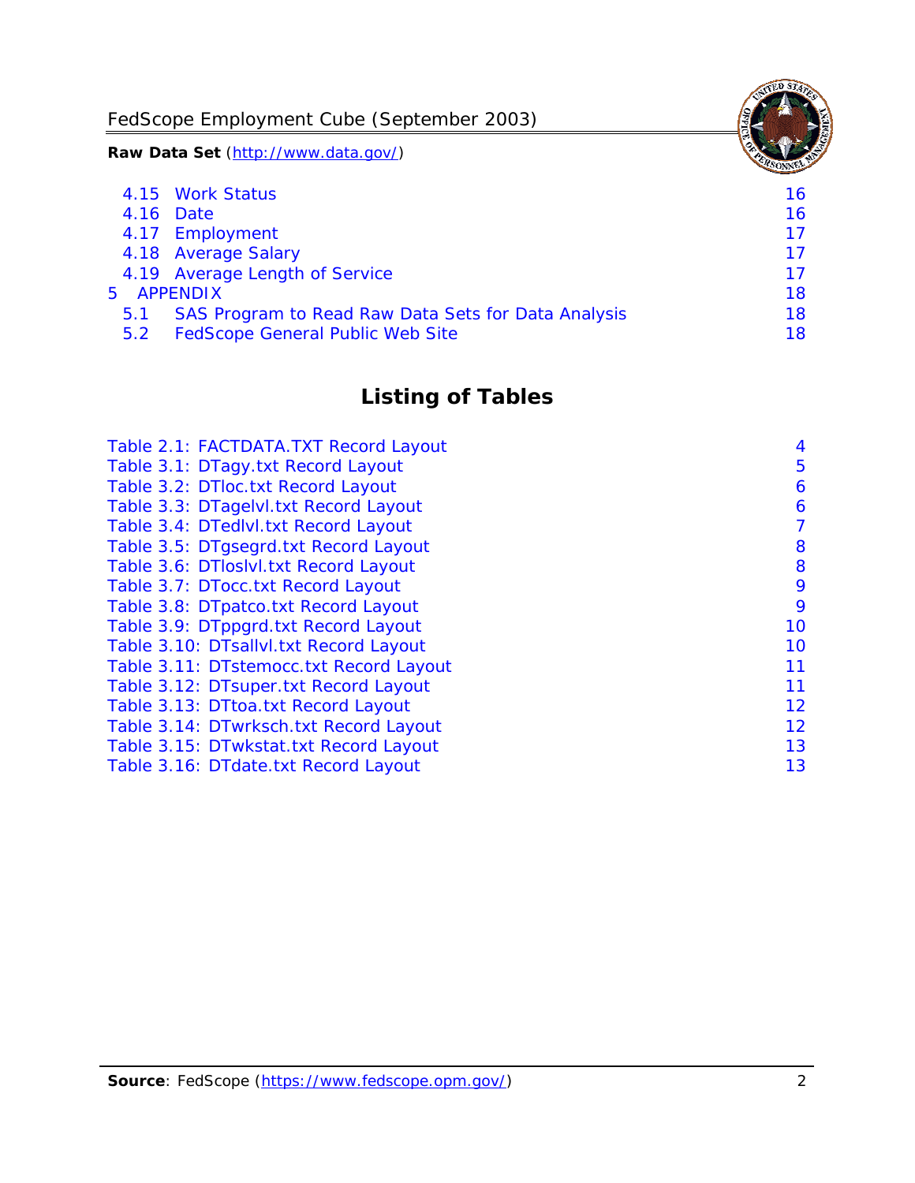4.15 Work Status 16
4.16 Date 16
4.17 Employment 17
4.18 Average Salary 17
4.19 Average Length of Service 17
5 APPENDIX 18
5.1 SAS Program to Read Raw Data Sets for Data Analysis 18
5.2 FedScope General Public Web Site 18

## Listing of Tables

Table 2.1: FACTDATA.TXT Record Layout 4
Table 3.1: DTagy.txt Record Layout 5
Table 3.2: DTloc.txt Record Layout 6
Table 3.3: DTagelvl.txt Record Layout 6
Table 3.4: DTedlvl.txt Record Layout 7
Table 3.5: DTgsegrd.txt Record Layout 8
Table 3.6: DTloslvl.txt Record Layout 8
Table 3.7: DTocc.txt Record Layout 9
Table 3.8: DTpatco.txt Record Layout 9
Table 3.9: DTppgrd.txt Record Layout 10
Table 3.10: DTsallvl.txt Record Layout 10
Table 3.11: DTstemocc.txt Record Layout 11
Table 3.12: DTsuper.txt Record Layout 11
Table 3.13: DTtoa.txt Record Layout 12
Table 3.14: DTwrksch.txt Record Layout 12
Table 3.15: DTwkstat.txt Record Layout 13
Table 3.16: DTdate.txt Record Layout 13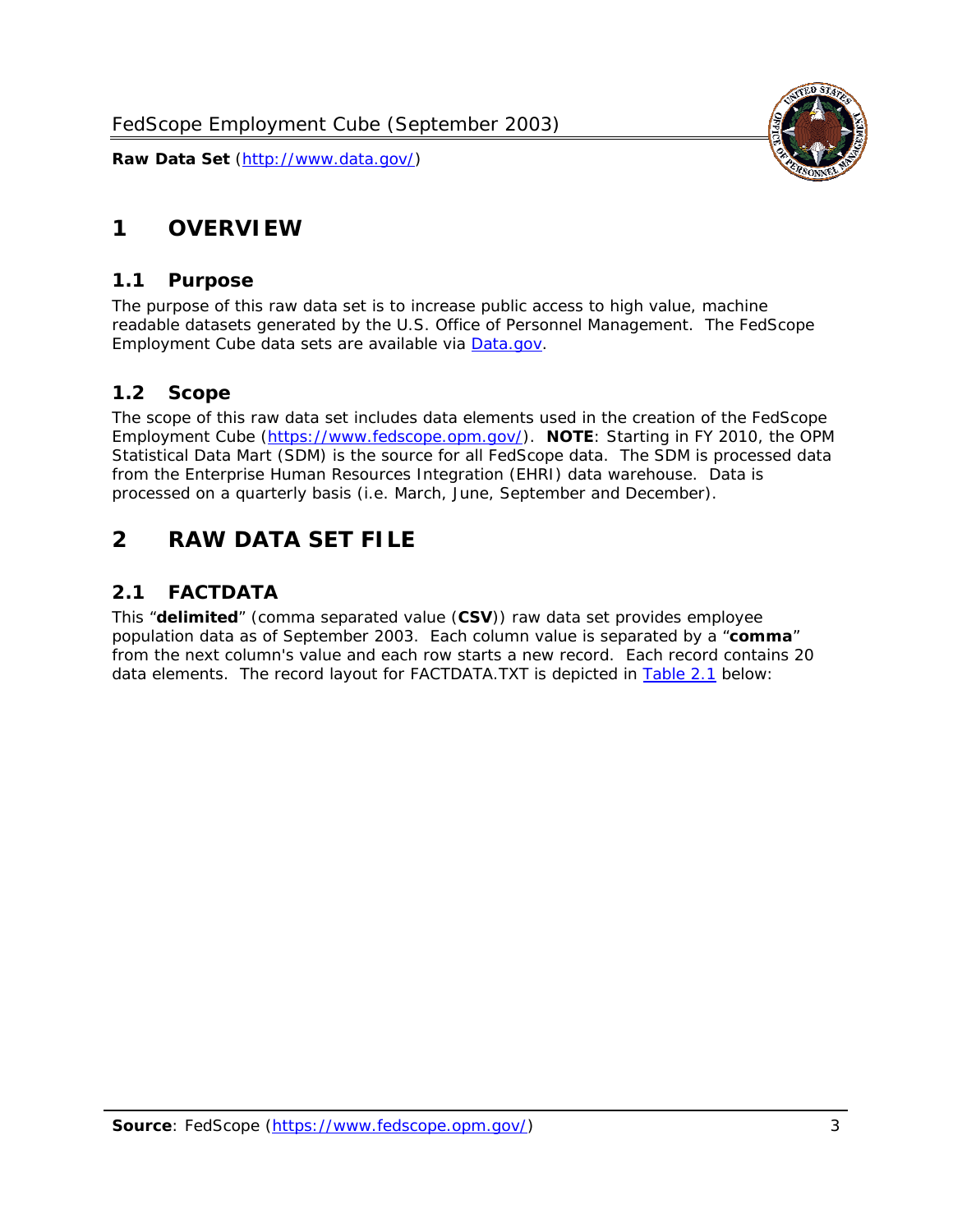# 1 OVERVIEW

## 1.1 Purpose

The purpose of this raw data set is to increase public access to high value, machine readable datasets generated by the U.S. Office of Personnel Management. The FedScope Employment Cube data sets are available via [Data.gov](http://www.data.gov/).

## 1.2 Scope

The scope of this raw data set includes data elements used in the creation of the FedScope Employment Cube ([https://www.fedscope.opm.gov/](https://www.fedscope.opm.gov/)). **NOTE**: Starting in FY 2010, the OPM Statistical Data Mart (SDM) is the source for all FedScope data. The SDM is processed data from the Enterprise Human Resources Integration (EHRI) data warehouse. Data is processed on a quarterly basis (i.e. March, June, September and December).

# 2 RAW DATA SET FILE

## 2.1 FACTDATA

This "**delimited**" (comma separated value (**CSV**)) raw data set provides employee population data as of September 2003. Each column value is separated by a "**comma**" from the next column's value and each row starts a new record. Each record contains 20 data elements. The record layout for FACTDATA.TXT is depicted in Table 2.1 below: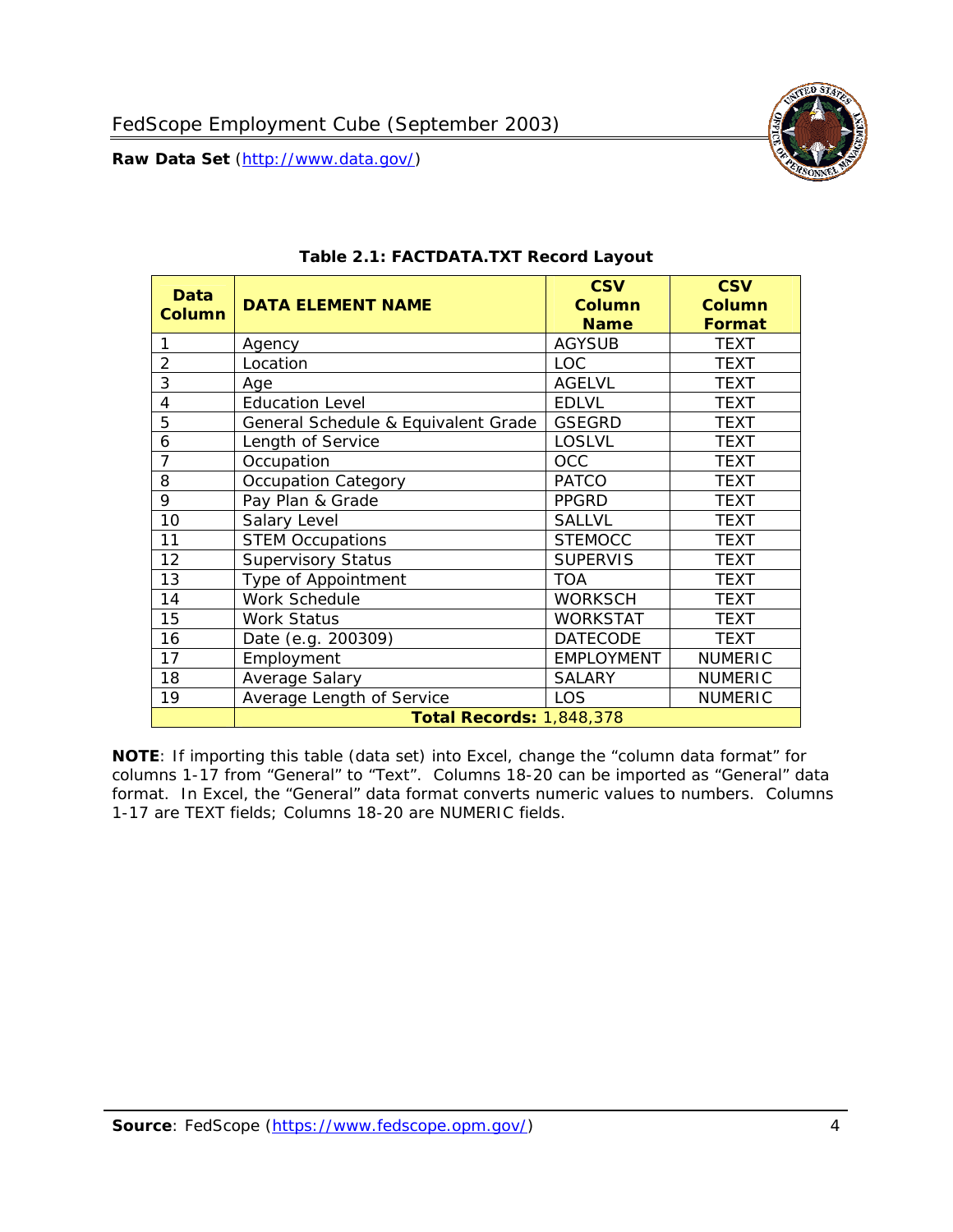**Table 2.1: FACTDATA.TXT Record Layout**

| Data Column | DATA ELEMENT NAME | CSV Column Name | CSV Column Format |
|---|---|---|---|
| 1 | Agency | AGYSUB | TEXT |
| 2 | Location | LOC | TEXT |
| 3 | Age | AGELVL | TEXT |
| 4 | Education Level | EDLVL | TEXT |
| 5 | General Schedule & Equivalent Grade | GSEGRD | TEXT |
| 6 | Length of Service | LOSLVL | TEXT |
| 7 | Occupation | OCC | TEXT |
| 8 | Occupation Category | PATCO | TEXT |
| 9 | Pay Plan & Grade | PPGRD | TEXT |
| 10 | Salary Level | SALLVL | TEXT |
| 11 | STEM Occupations | STEMOCC | TEXT |
| 12 | Supervisory Status | SUPERVIS | TEXT |
| 13 | Type of Appointment | TOA | TEXT |
| 14 | Work Schedule | WORKSCH | TEXT |
| 15 | Work Status | WORKSTAT | TEXT |
| 16 | Date (e.g. 200309) | DATECODE | TEXT |
| 17 | Employment | EMPLOYMENT | NUMERIC |
| 18 | Average Salary | SALARY | NUMERIC |
| 19 | Average Length of Service | LOS | NUMERIC |
| | **Total Records:** 1,848,378 | | |

**NOTE**: If importing this table (data set) into Excel, change the "column data format" for columns 1-17 from "General" to "Text". Columns 18-20 can be imported as "General" data format. In Excel, the "General" data format converts numeric values to numbers. Columns 1-17 are TEXT fields; Columns 18-20 are NUMERIC fields.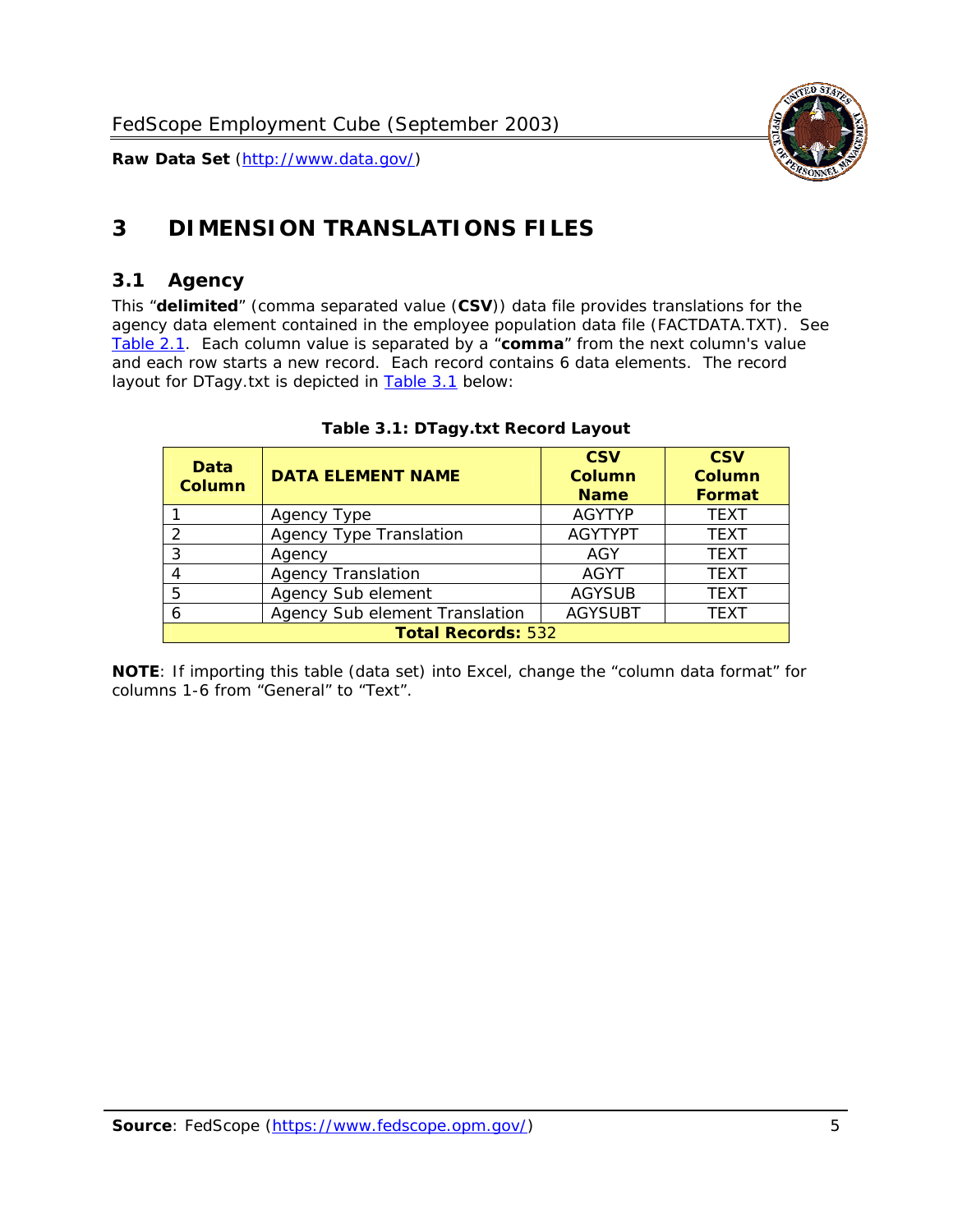# 3 DIMENSION TRANSLATIONS FILES

## 3.1 Agency

This "**delimited**" (comma separated value (**CSV**)) data file provides translations for the agency data element contained in the employee population data file (FACTDATA.TXT). See Table 2.1. Each column value is separated by a "**comma**" from the next column's value and each row starts a new record. Each record contains 6 data elements. The record layout for DTagy.txt is depicted in Table 3.1 below:

**Table 3.1: DTagy.txt Record Layout**

| Data Column | DATA ELEMENT NAME | CSV Column Name | CSV Column Format |
|---|---|---|---|
| 1 | Agency Type | AGYTYP | TEXT |
| 2 | Agency Type Translation | AGYTYPT | TEXT |
| 3 | Agency | AGY | TEXT |
| 4 | Agency Translation | AGYT | TEXT |
| 5 | Agency Sub element | AGYSUB | TEXT |
| 6 | Agency Sub element Translation | AGYSUBT | TEXT |
| **Total Records:** 532 | | | |

**NOTE**: If importing this table (data set) into Excel, change the "column data format" for columns 1-6 from "General" to "Text".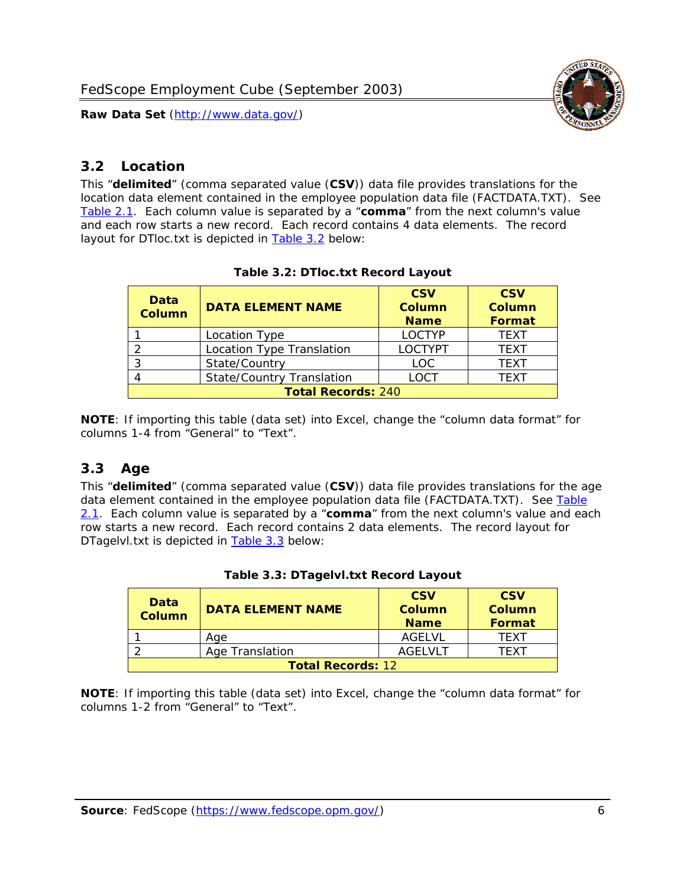## 3.2 Location

This "**delimited**" (comma separated value (**CSV**)) data file provides translations for the location data element contained in the employee population data file (FACTDATA.TXT). See Table 2.1. Each column value is separated by a "**comma**" from the next column's value and each row starts a new record. Each record contains 4 data elements. The record layout for DTloc.txt is depicted in Table 3.2 below:

**Table 3.2: DTloc.txt Record Layout**

| Data Column | DATA ELEMENT NAME | CSV Column Name | CSV Column Format |
|---|---|---|---|
| 1 | Location Type | LOCTYP | TEXT |
| 2 | Location Type Translation | LOCTYPT | TEXT |
| 3 | State/Country | LOC | TEXT |
| 4 | State/Country Translation | LOCT | TEXT |
| **Total Records:** 240 | | | |

**NOTE**: If importing this table (data set) into Excel, change the "column data format" for columns 1-4 from "General" to "Text".

## 3.3 Age

This "**delimited**" (comma separated value (**CSV**)) data file provides translations for the age data element contained in the employee population data file (FACTDATA.TXT). See Table 2.1. Each column value is separated by a "**comma**" from the next column's value and each row starts a new record. Each record contains 2 data elements. The record layout for DTagelvl.txt is depicted in Table 3.3 below:

**Table 3.3: DTagelvl.txt Record Layout**

| Data Column | DATA ELEMENT NAME | CSV Column Name | CSV Column Format |
|---|---|---|---|
| 1 | Age | AGELVL | TEXT |
| 2 | Age Translation | AGELVLT | TEXT |
| **Total Records:** 12 | | | |

**NOTE**: If importing this table (data set) into Excel, change the "column data format" for columns 1-2 from "General" to "Text".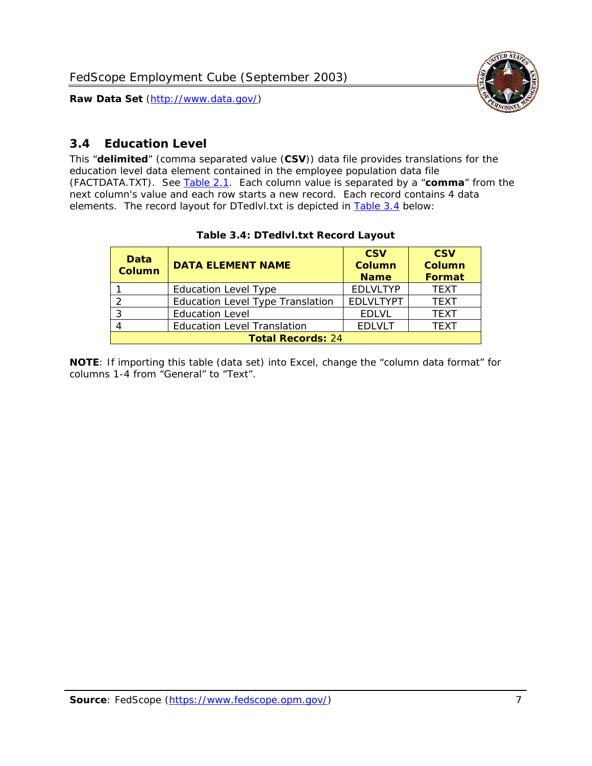## 3.4 Education Level

This "**delimited**" (comma separated value (**CSV**)) data file provides translations for the education level data element contained in the employee population data file (FACTDATA.TXT). See Table 2.1. Each column value is separated by a "**comma**" from the next column's value and each row starts a new record. Each record contains 4 data elements. The record layout for DTedlvl.txt is depicted in Table 3.4 below:

**Table 3.4: DTedlvl.txt Record Layout**

| Data Column | DATA ELEMENT NAME | CSV Column Name | CSV Column Format |
|---|---|---|---|
| 1 | Education Level Type | EDLVLTYP | TEXT |
| 2 | Education Level Type Translation | EDLVLTYPT | TEXT |
| 3 | Education Level | EDLVL | TEXT |
| 4 | Education Level Translation | EDLVLT | TEXT |
| **Total Records:** 24 | | | |

**NOTE**: If importing this table (data set) into Excel, change the "column data format" for columns 1-4 from "General" to "Text".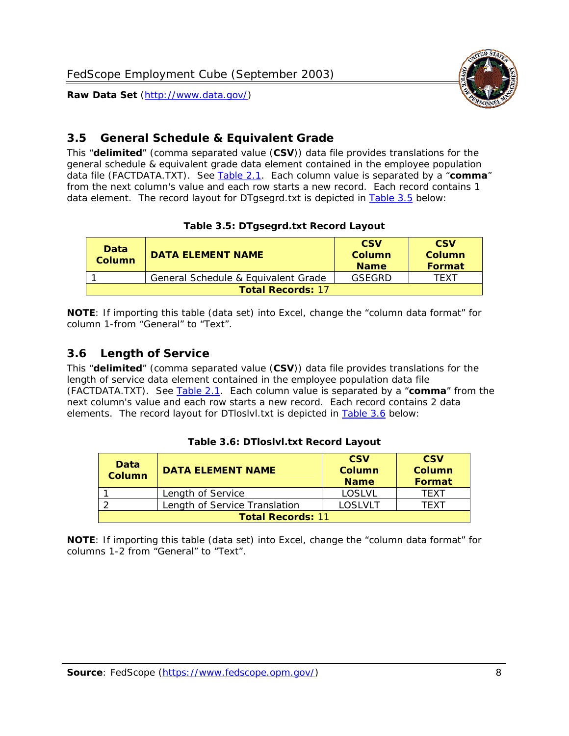## 3.5 General Schedule & Equivalent Grade

This "**delimited**" (comma separated value (**CSV**)) data file provides translations for the general schedule & equivalent grade data element contained in the employee population data file (FACTDATA.TXT). See Table 2.1. Each column value is separated by a "**comma**" from the next column's value and each row starts a new record. Each record contains 1 data element. The record layout for DTgsegrd.txt is depicted in Table 3.5 below:

**Table 3.5: DTgsegrd.txt Record Layout**

| Data Column | DATA ELEMENT NAME | CSV Column Name | CSV Column Format |
|---|---|---|---|
| 1 | General Schedule & Equivalent Grade | GSEGRD | TEXT |
| **Total Records:** 17 | | | |

**NOTE**: If importing this table (data set) into Excel, change the "column data format" for column 1-from "General" to "Text".

## 3.6 Length of Service

This "**delimited**" (comma separated value (**CSV**)) data file provides translations for the length of service data element contained in the employee population data file (FACTDATA.TXT). See Table 2.1. Each column value is separated by a "**comma**" from the next column's value and each row starts a new record. Each record contains 2 data elements. The record layout for DTloslvl.txt is depicted in Table 3.6 below:

**Table 3.6: DTloslvl.txt Record Layout**

| Data Column | DATA ELEMENT NAME | CSV Column Name | CSV Column Format |
|---|---|---|---|
| 1 | Length of Service | LOSLVL | TEXT |
| 2 | Length of Service Translation | LOSLVLT | TEXT |
| **Total Records:** 11 | | | |

**NOTE**: If importing this table (data set) into Excel, change the "column data format" for columns 1-2 from "General" to "Text".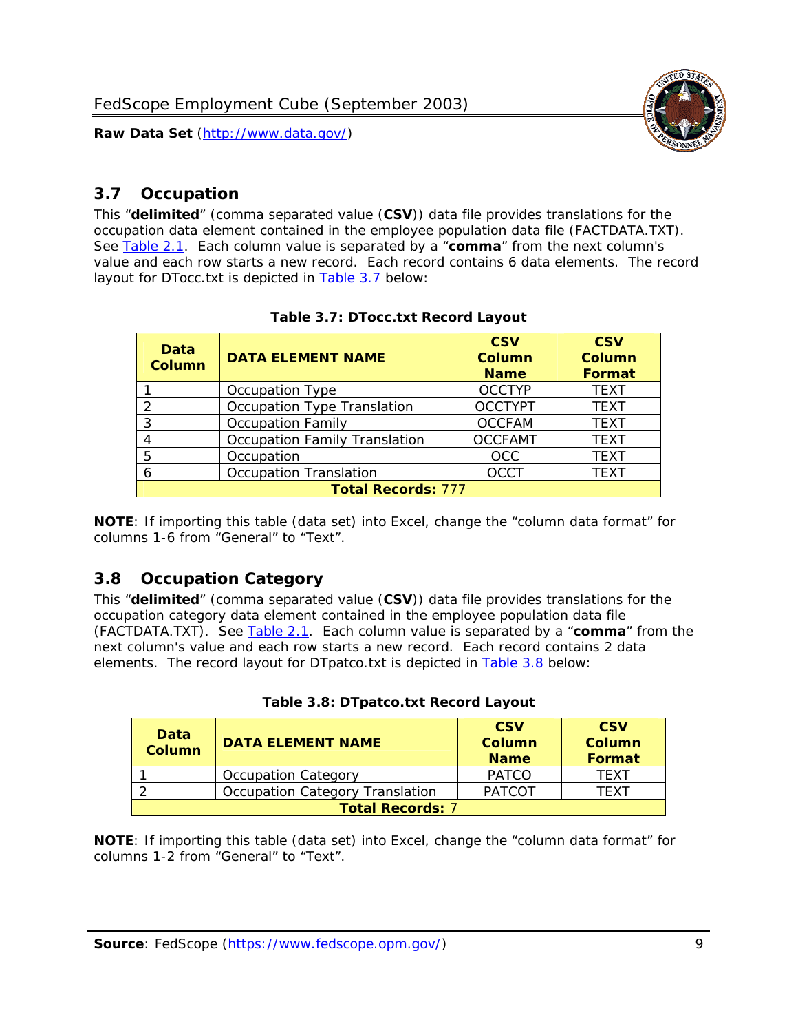## 3.7 Occupation

This "**delimited**" (comma separated value (**CSV**)) data file provides translations for the occupation data element contained in the employee population data file (FACTDATA.TXT). See Table 2.1. Each column value is separated by a "**comma**" from the next column's value and each row starts a new record. Each record contains 6 data elements. The record layout for DTocc.txt is depicted in Table 3.7 below:

**Table 3.7: DTocc.txt Record Layout**

| Data Column | DATA ELEMENT NAME | CSV Column Name | CSV Column Format |
|---|---|---|---|
| 1 | Occupation Type | OCCTYP | TEXT |
| 2 | Occupation Type Translation | OCCTYPT | TEXT |
| 3 | Occupation Family | OCCFAM | TEXT |
| 4 | Occupation Family Translation | OCCFAMT | TEXT |
| 5 | Occupation | OCC | TEXT |
| 6 | Occupation Translation | OCCT | TEXT |
| **Total Records:** 777 | | | |

**NOTE**: If importing this table (data set) into Excel, change the "column data format" for columns 1-6 from "General" to "Text".

## 3.8 Occupation Category

This "**delimited**" (comma separated value (**CSV**)) data file provides translations for the occupation category data element contained in the employee population data file (FACTDATA.TXT). See Table 2.1. Each column value is separated by a "**comma**" from the next column's value and each row starts a new record. Each record contains 2 data elements. The record layout for DTpatco.txt is depicted in Table 3.8 below:

**Table 3.8: DTpatco.txt Record Layout**

| Data Column | DATA ELEMENT NAME | CSV Column Name | CSV Column Format |
|---|---|---|---|
| 1 | Occupation Category | PATCO | TEXT |
| 2 | Occupation Category Translation | PATCOT | TEXT |
| **Total Records:** 7 | | | |

**NOTE**: If importing this table (data set) into Excel, change the "column data format" for columns 1-2 from "General" to "Text".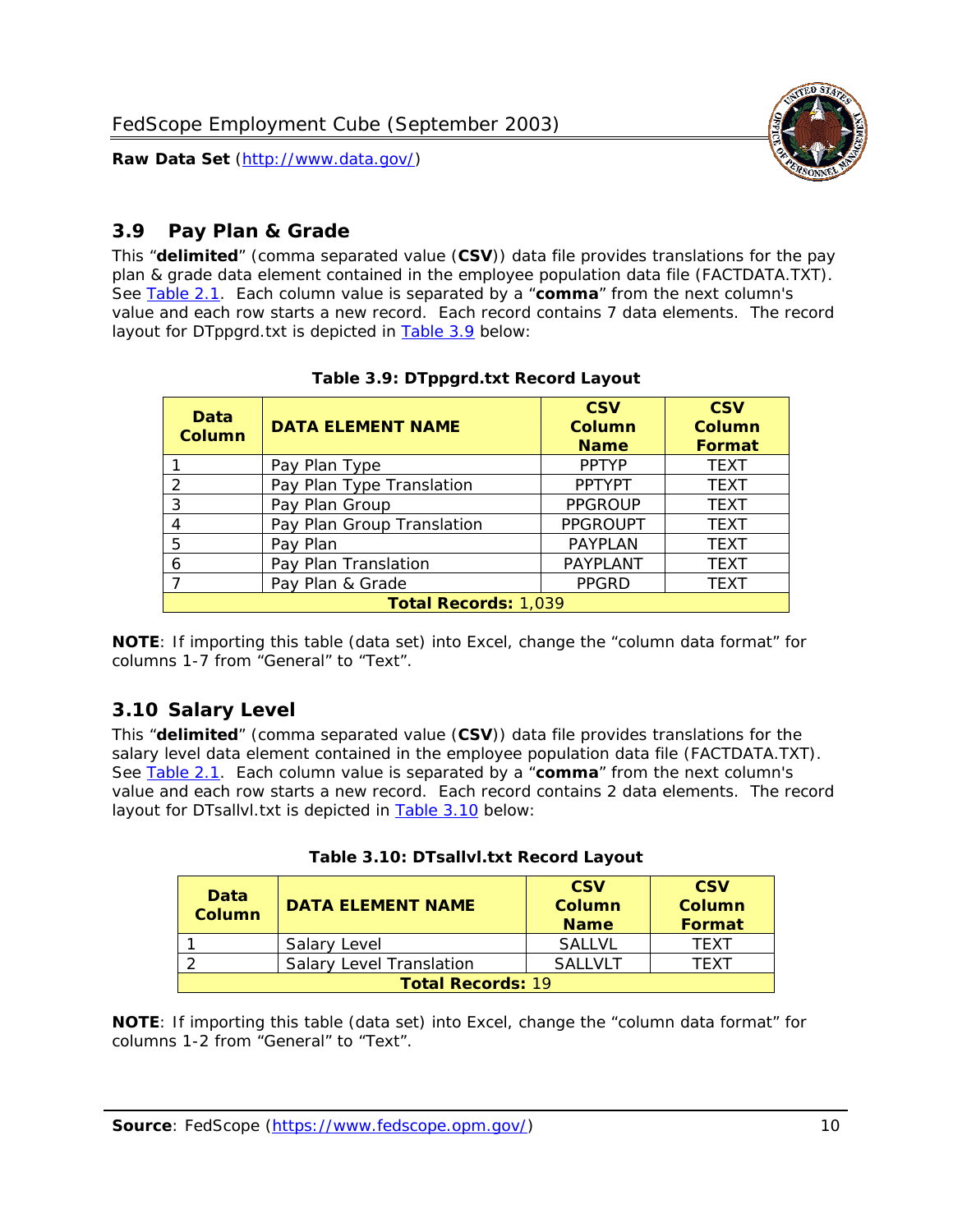## 3.9 Pay Plan & Grade

This "**delimited**" (comma separated value (**CSV**)) data file provides translations for the pay plan & grade data element contained in the employee population data file (FACTDATA.TXT). See Table 2.1. Each column value is separated by a "**comma**" from the next column's value and each row starts a new record. Each record contains 7 data elements. The record layout for DTppgrd.txt is depicted in Table 3.9 below:

**Table 3.9: DTppgrd.txt Record Layout**

| Data Column | DATA ELEMENT NAME | CSV Column Name | CSV Column Format |
|---|---|---|---|
| 1 | Pay Plan Type | PPTYP | TEXT |
| 2 | Pay Plan Type Translation | PPTYPT | TEXT |
| 3 | Pay Plan Group | PPGROUP | TEXT |
| 4 | Pay Plan Group Translation | PPGROUPT | TEXT |
| 5 | Pay Plan | PAYPLAN | TEXT |
| 6 | Pay Plan Translation | PAYPLANT | TEXT |
| 7 | Pay Plan & Grade | PPGRD | TEXT |
| **Total Records:** 1,039 | | | |

**NOTE**: If importing this table (data set) into Excel, change the "column data format" for columns 1-7 from "General" to "Text".

## 3.10 Salary Level

This "**delimited**" (comma separated value (**CSV**)) data file provides translations for the salary level data element contained in the employee population data file (FACTDATA.TXT). See Table 2.1. Each column value is separated by a "**comma**" from the next column's value and each row starts a new record. Each record contains 2 data elements. The record layout for DTsallvl.txt is depicted in Table 3.10 below:

**Table 3.10: DTsallvl.txt Record Layout**

| Data Column | DATA ELEMENT NAME | CSV Column Name | CSV Column Format |
|---|---|---|---|
| 1 | Salary Level | SALLVL | TEXT |
| 2 | Salary Level Translation | SALLVLT | TEXT |
| **Total Records:** 19 | | | |

**NOTE**: If importing this table (data set) into Excel, change the "column data format" for columns 1-2 from "General" to "Text".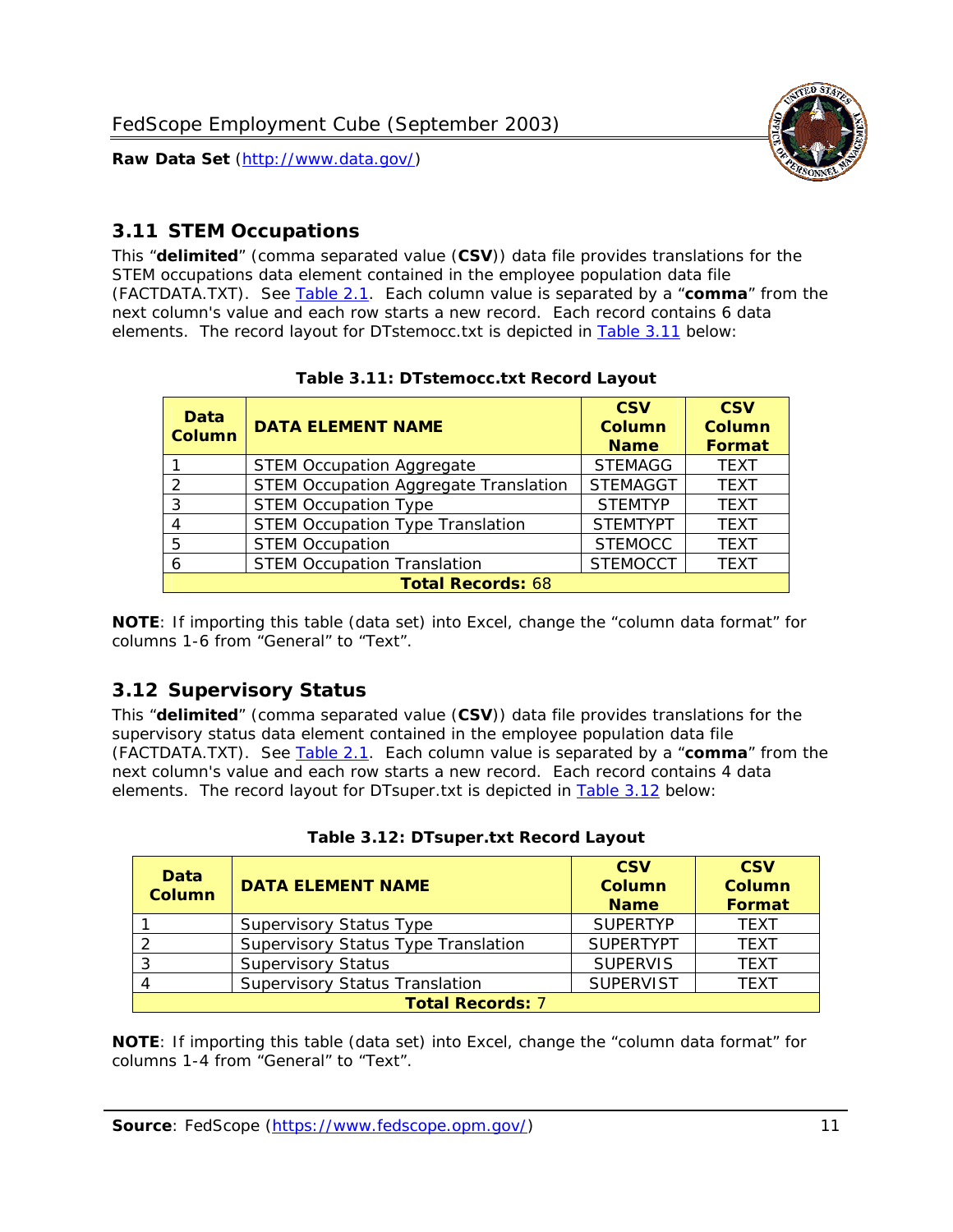## 3.11 STEM Occupations

This "**delimited**" (comma separated value (**CSV**)) data file provides translations for the STEM occupations data element contained in the employee population data file (FACTDATA.TXT). See Table 2.1. Each column value is separated by a "**comma**" from the next column's value and each row starts a new record. Each record contains 6 data elements. The record layout for DTstemocc.txt is depicted in Table 3.11 below:

**Table 3.11: DTstemocc.txt Record Layout**

| Data Column | DATA ELEMENT NAME | CSV Column Name | CSV Column Format |
|---|---|---|---|
| 1 | STEM Occupation Aggregate | STEMAGG | TEXT |
| 2 | STEM Occupation Aggregate Translation | STEMAGGT | TEXT |
| 3 | STEM Occupation Type | STEMTYP | TEXT |
| 4 | STEM Occupation Type Translation | STEMTYPT | TEXT |
| 5 | STEM Occupation | STEMOCC | TEXT |
| 6 | STEM Occupation Translation | STEMOCCT | TEXT |
| **Total Records: 68** | | | |

**NOTE**: If importing this table (data set) into Excel, change the "column data format" for columns 1-6 from "General" to "Text".

## 3.12 Supervisory Status

This "**delimited**" (comma separated value (**CSV**)) data file provides translations for the supervisory status data element contained in the employee population data file (FACTDATA.TXT). See Table 2.1. Each column value is separated by a "**comma**" from the next column's value and each row starts a new record. Each record contains 4 data elements. The record layout for DTsuper.txt is depicted in Table 3.12 below:

**Table 3.12: DTsuper.txt Record Layout**

| Data Column | DATA ELEMENT NAME | CSV Column Name | CSV Column Format |
|---|---|---|---|
| 1 | Supervisory Status Type | SUPERTYP | TEXT |
| 2 | Supervisory Status Type Translation | SUPERTYPT | TEXT |
| 3 | Supervisory Status | SUPERVIS | TEXT |
| 4 | Supervisory Status Translation | SUPERVIST | TEXT |
| **Total Records: 7** | | | |

**NOTE**: If importing this table (data set) into Excel, change the "column data format" for columns 1-4 from "General" to "Text".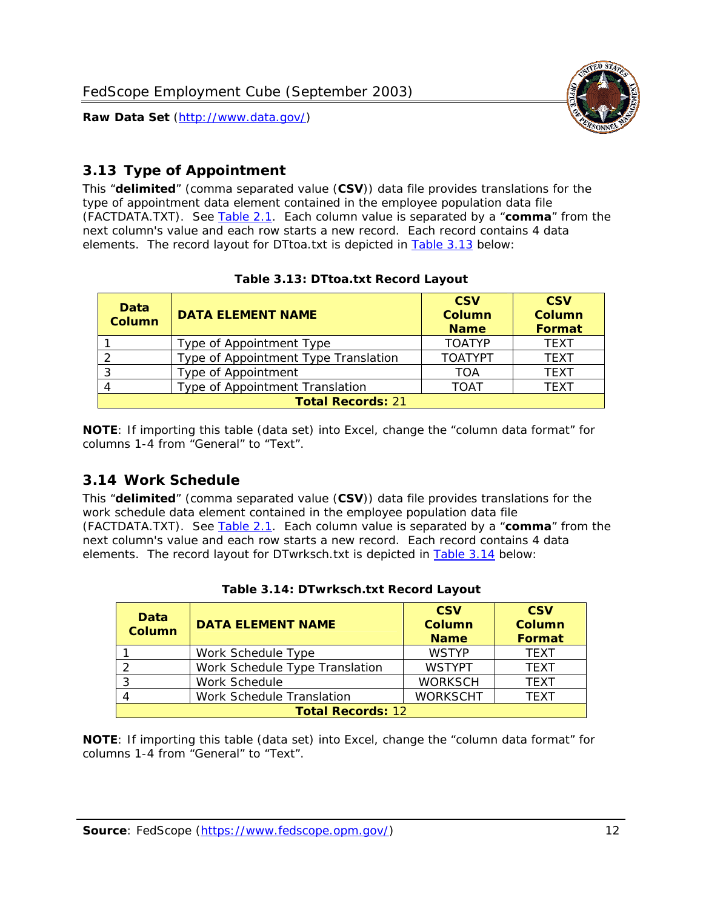## 3.13 Type of Appointment

This "**delimited**" (comma separated value (**CSV**)) data file provides translations for the type of appointment data element contained in the employee population data file (FACTDATA.TXT). See Table 2.1. Each column value is separated by a "**comma**" from the next column's value and each row starts a new record. Each record contains 4 data elements. The record layout for DTtoa.txt is depicted in Table 3.13 below:

**Table 3.13: DTtoa.txt Record Layout**

| Data Column | DATA ELEMENT NAME | CSV Column Name | CSV Column Format |
|---|---|---|---|
| 1 | Type of Appointment Type | TOATYP | TEXT |
| 2 | Type of Appointment Type Translation | TOATYPT | TEXT |
| 3 | Type of Appointment | TOA | TEXT |
| 4 | Type of Appointment Translation | TOAT | TEXT |
| **Total Records:** 21 | | | |

**NOTE**: If importing this table (data set) into Excel, change the "column data format" for columns 1-4 from "General" to "Text".

## 3.14 Work Schedule

This "**delimited**" (comma separated value (**CSV**)) data file provides translations for the work schedule data element contained in the employee population data file (FACTDATA.TXT). See Table 2.1. Each column value is separated by a "**comma**" from the next column's value and each row starts a new record. Each record contains 4 data elements. The record layout for DTwrksch.txt is depicted in Table 3.14 below:

**Table 3.14: DTwrksch.txt Record Layout**

| Data Column | DATA ELEMENT NAME | CSV Column Name | CSV Column Format |
|---|---|---|---|
| 1 | Work Schedule Type | WSTYP | TEXT |
| 2 | Work Schedule Type Translation | WSTYPT | TEXT |
| 3 | Work Schedule | WORKSCH | TEXT |
| 4 | Work Schedule Translation | WORKSCHT | TEXT |
| **Total Records:** 12 | | | |

**NOTE**: If importing this table (data set) into Excel, change the "column data format" for columns 1-4 from "General" to "Text".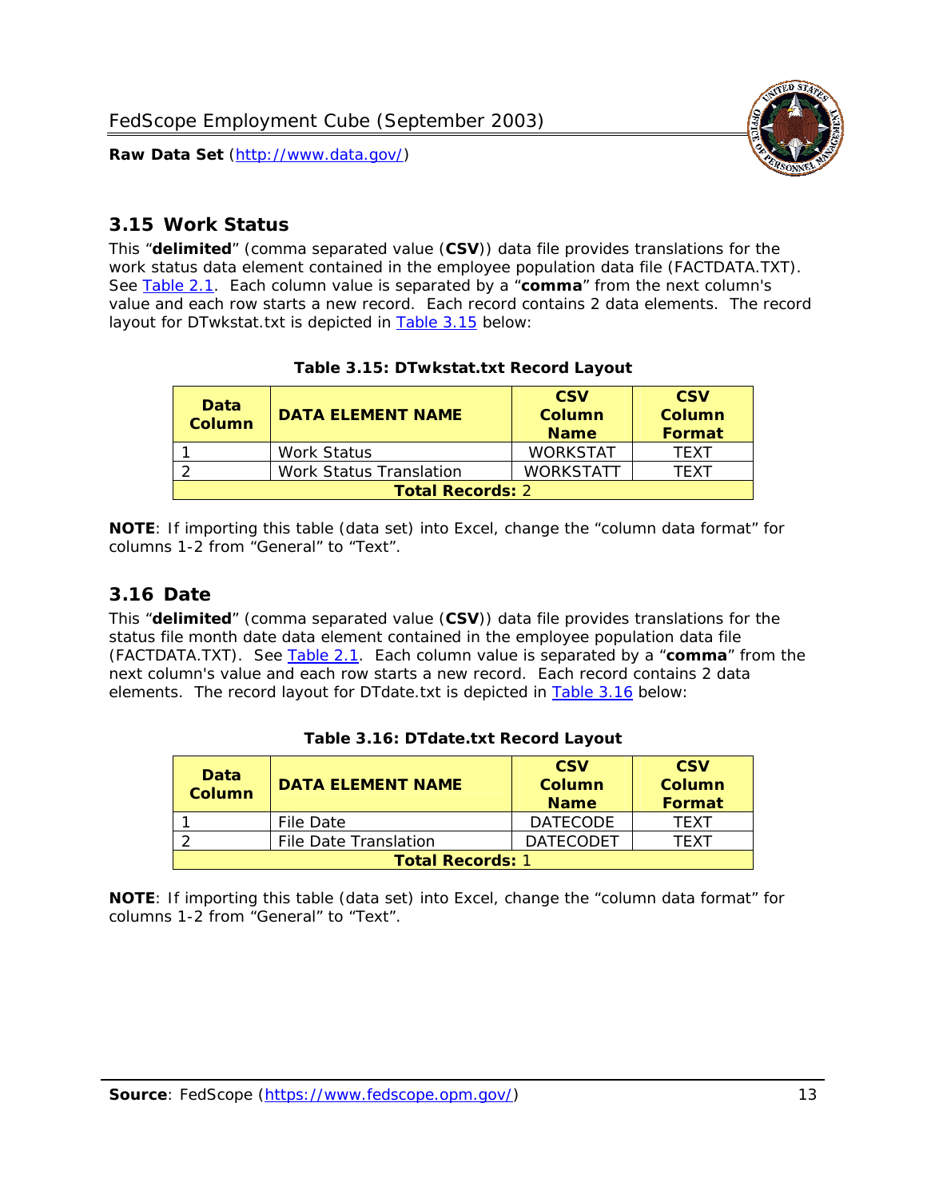## 3.15 Work Status

This "**delimited**" (comma separated value (**CSV**)) data file provides translations for the work status data element contained in the employee population data file (FACTDATA.TXT). See Table 2.1. Each column value is separated by a "**comma**" from the next column's value and each row starts a new record. Each record contains 2 data elements. The record layout for DTwkstat.txt is depicted in Table 3.15 below:

**Table 3.15: DTwkstat.txt Record Layout**

| Data Column | DATA ELEMENT NAME | CSV Column Name | CSV Column Format |
|---|---|---|---|
| 1 | Work Status | WORKSTAT | TEXT |
| 2 | Work Status Translation | WORKSTATT | TEXT |
| **Total Records:** 2 | | | |

**NOTE**: If importing this table (data set) into Excel, change the "column data format" for columns 1-2 from "General" to "Text".

## 3.16 Date

This "**delimited**" (comma separated value (**CSV**)) data file provides translations for the status file month date data element contained in the employee population data file (FACTDATA.TXT). See Table 2.1. Each column value is separated by a "**comma**" from the next column's value and each row starts a new record. Each record contains 2 data elements. The record layout for DTdate.txt is depicted in Table 3.16 below:

**Table 3.16: DTdate.txt Record Layout**

| Data Column | DATA ELEMENT NAME | CSV Column Name | CSV Column Format |
|---|---|---|---|
| 1 | File Date | DATECODE | TEXT |
| 2 | File Date Translation | DATECODET | TEXT |
| **Total Records:** 1 | | | |

**NOTE**: If importing this table (data set) into Excel, change the "column data format" for columns 1-2 from "General" to "Text".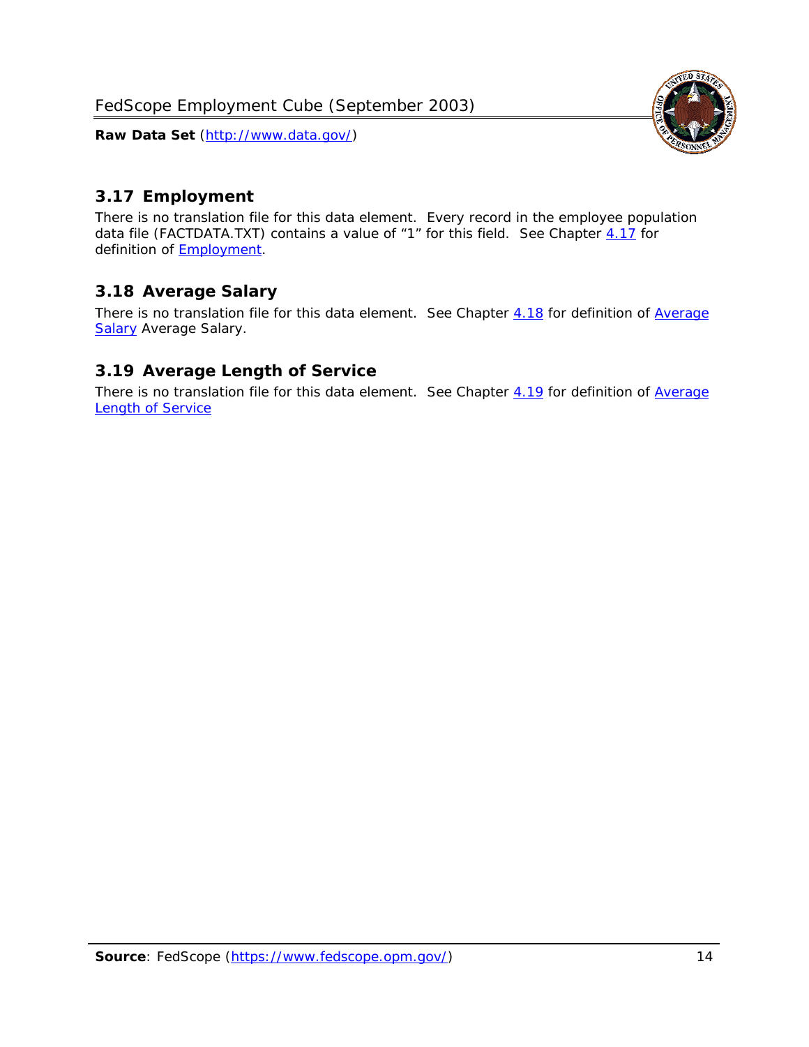## 3.17 Employment

There is no translation file for this data element. Every record in the employee population data file (FACTDATA.TXT) contains a value of "1" for this field. See Chapter 4.17 for definition of Employment.

## 3.18 Average Salary

There is no translation file for this data element. See Chapter 4.18 for definition of Average Salary Average Salary.

## 3.19 Average Length of Service

There is no translation file for this data element. See Chapter 4.19 for definition of Average Length of Service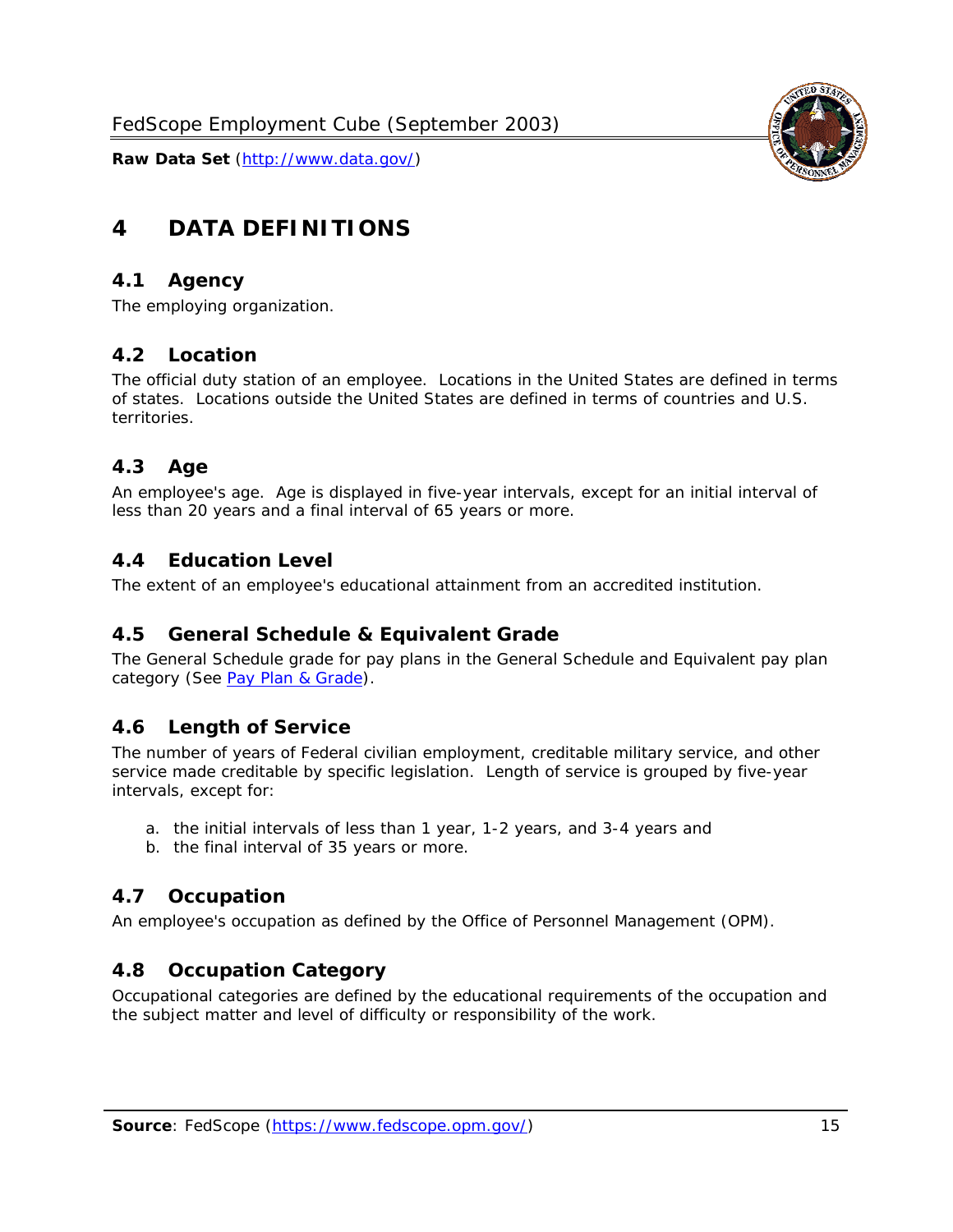# 4 DATA DEFINITIONS

## 4.1 Agency

The employing organization.

## 4.2 Location

The official duty station of an employee. Locations in the United States are defined in terms of states. Locations outside the United States are defined in terms of countries and U.S. territories.

## 4.3 Age

An employee's age. Age is displayed in five-year intervals, except for an initial interval of less than 20 years and a final interval of 65 years or more.

## 4.4 Education Level

The extent of an employee's educational attainment from an accredited institution.

## 4.5 General Schedule & Equivalent Grade

The General Schedule grade for pay plans in the General Schedule and Equivalent pay plan category (See Pay Plan & Grade).

## 4.6 Length of Service

The number of years of Federal civilian employment, creditable military service, and other service made creditable by specific legislation. Length of service is grouped by five-year intervals, except for:

a. the initial intervals of less than 1 year, 1-2 years, and 3-4 years and
b. the final interval of 35 years or more.

## 4.7 Occupation

An employee's occupation as defined by the Office of Personnel Management (OPM).

## 4.8 Occupation Category

Occupational categories are defined by the educational requirements of the occupation and the subject matter and level of difficulty or responsibility of the work.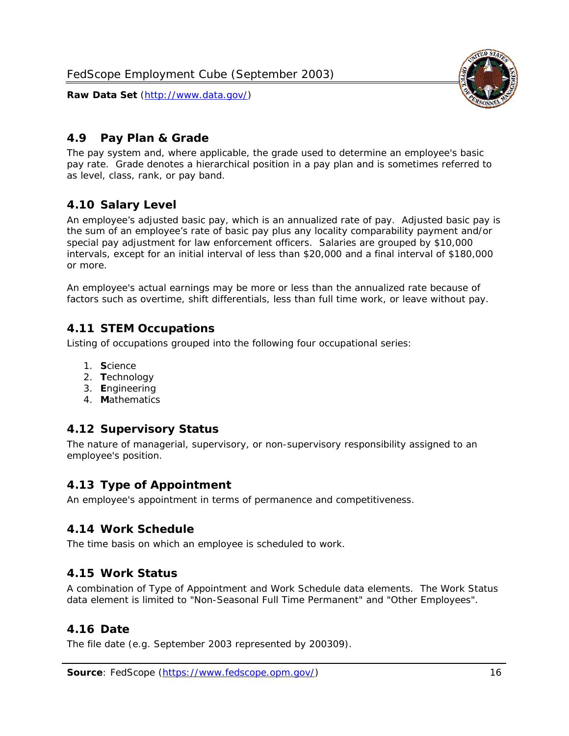## 4.9 Pay Plan & Grade

The pay system and, where applicable, the grade used to determine an employee's basic pay rate. Grade denotes a hierarchical position in a pay plan and is sometimes referred to as level, class, rank, or pay band.

## 4.10 Salary Level

An employee's adjusted basic pay, which is an annualized rate of pay. Adjusted basic pay is the sum of an employee's rate of basic pay plus any locality comparability payment and/or special pay adjustment for law enforcement officers. Salaries are grouped by $10,000 intervals, except for an initial interval of less than $20,000 and a final interval of $180,000 or more.

An employee's actual earnings may be more or less than the annualized rate because of factors such as overtime, shift differentials, less than full time work, or leave without pay.

## 4.11 STEM Occupations

Listing of occupations grouped into the following four occupational series:

1. **S**cience
2. **T**echnology
3. **E**ngineering
4. **M**athematics

## 4.12 Supervisory Status

The nature of managerial, supervisory, or non-supervisory responsibility assigned to an employee's position.

## 4.13 Type of Appointment

An employee's appointment in terms of permanence and competitiveness.

## 4.14 Work Schedule

The time basis on which an employee is scheduled to work.

## 4.15 Work Status

A combination of Type of Appointment and Work Schedule data elements. The Work Status data element is limited to "Non-Seasonal Full Time Permanent" and "Other Employees".

## 4.16 Date

The file date (e.g. September 2003 represented by 200309).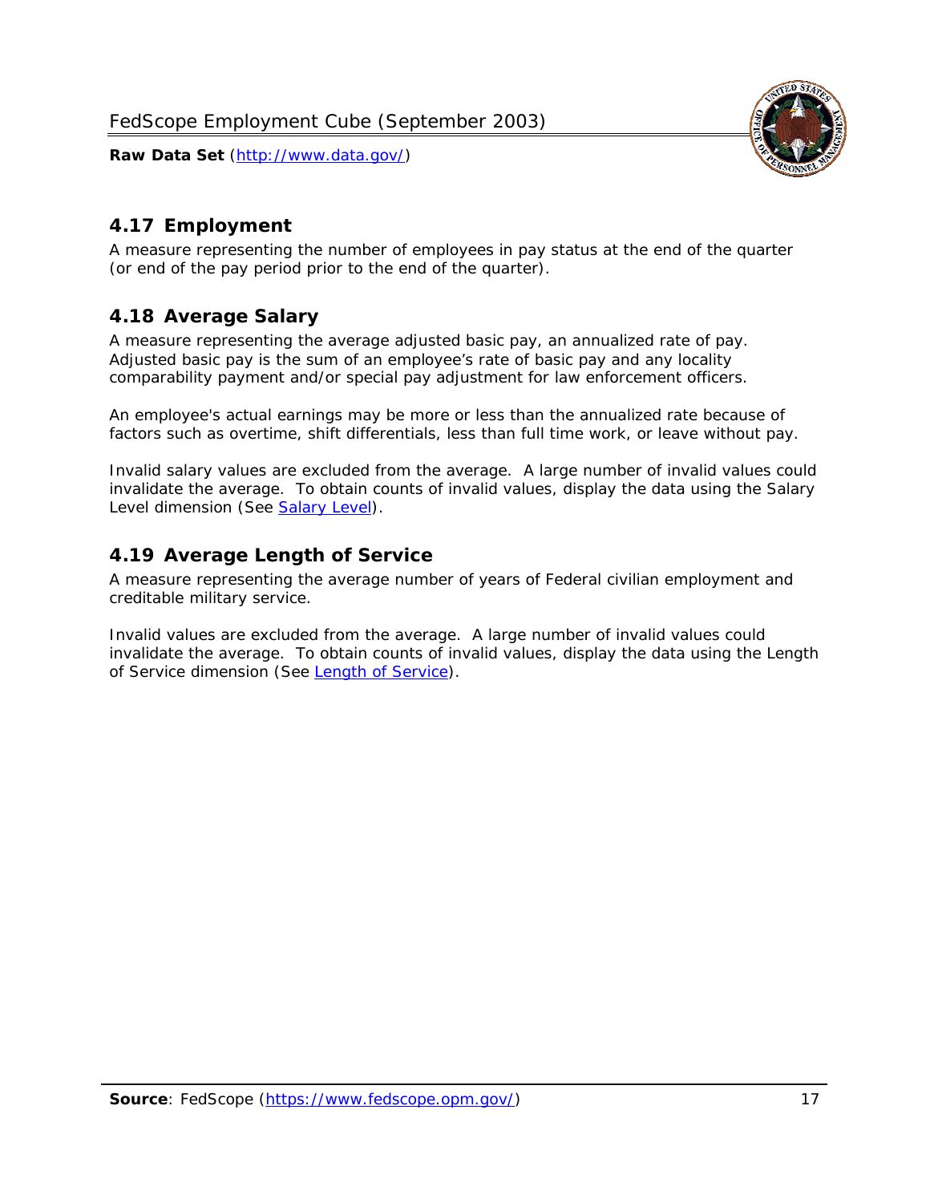## 4.17 Employment

A measure representing the number of employees in pay status at the end of the quarter (or end of the pay period prior to the end of the quarter).

## 4.18 Average Salary

A measure representing the average adjusted basic pay, an annualized rate of pay. Adjusted basic pay is the sum of an employee's rate of basic pay and any locality comparability payment and/or special pay adjustment for law enforcement officers.

An employee's actual earnings may be more or less than the annualized rate because of factors such as overtime, shift differentials, less than full time work, or leave without pay.

Invalid salary values are excluded from the average. A large number of invalid values could invalidate the average. To obtain counts of invalid values, display the data using the Salary Level dimension (See [Salary Level](#)).

## 4.19 Average Length of Service

A measure representing the average number of years of Federal civilian employment and creditable military service.

Invalid values are excluded from the average. A large number of invalid values could invalidate the average. To obtain counts of invalid values, display the data using the Length of Service dimension (See [Length of Service](#)).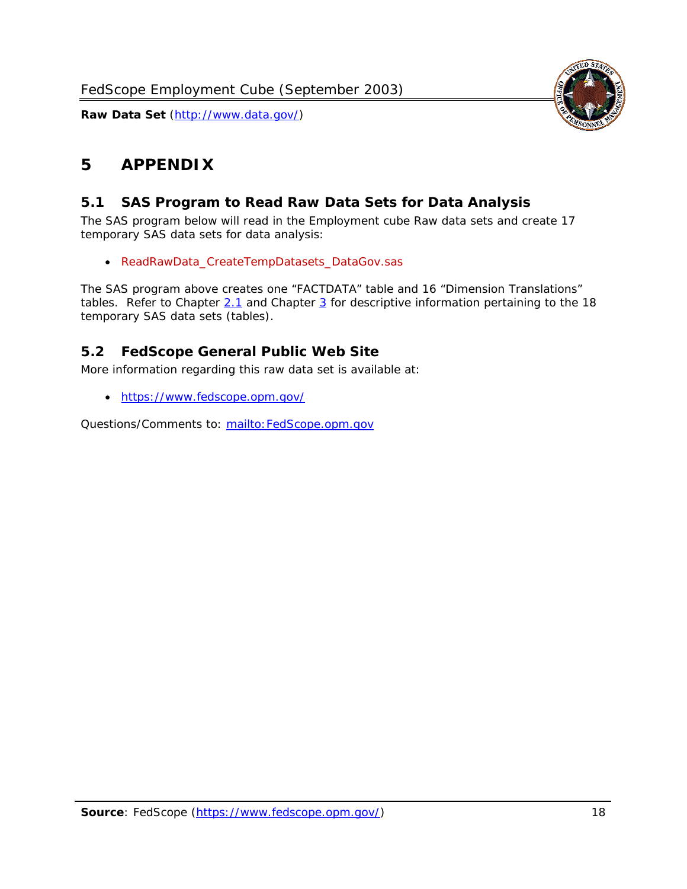# 5 APPENDIX

## 5.1 SAS Program to Read Raw Data Sets for Data Analysis

The SAS program below will read in the Employment cube Raw data sets and create 17 temporary SAS data sets for data analysis:

- ReadRawData_CreateTempDatasets_DataGov.sas

The SAS program above creates one "FACTDATA" table and 16 "Dimension Translations" tables. Refer to Chapter 2.1 and Chapter 3 for descriptive information pertaining to the 18 temporary SAS data sets (tables).

## 5.2 FedScope General Public Web Site

More information regarding this raw data set is available at:

- https://www.fedscope.opm.gov/

Questions/Comments to: mailto:FedScope.opm.gov